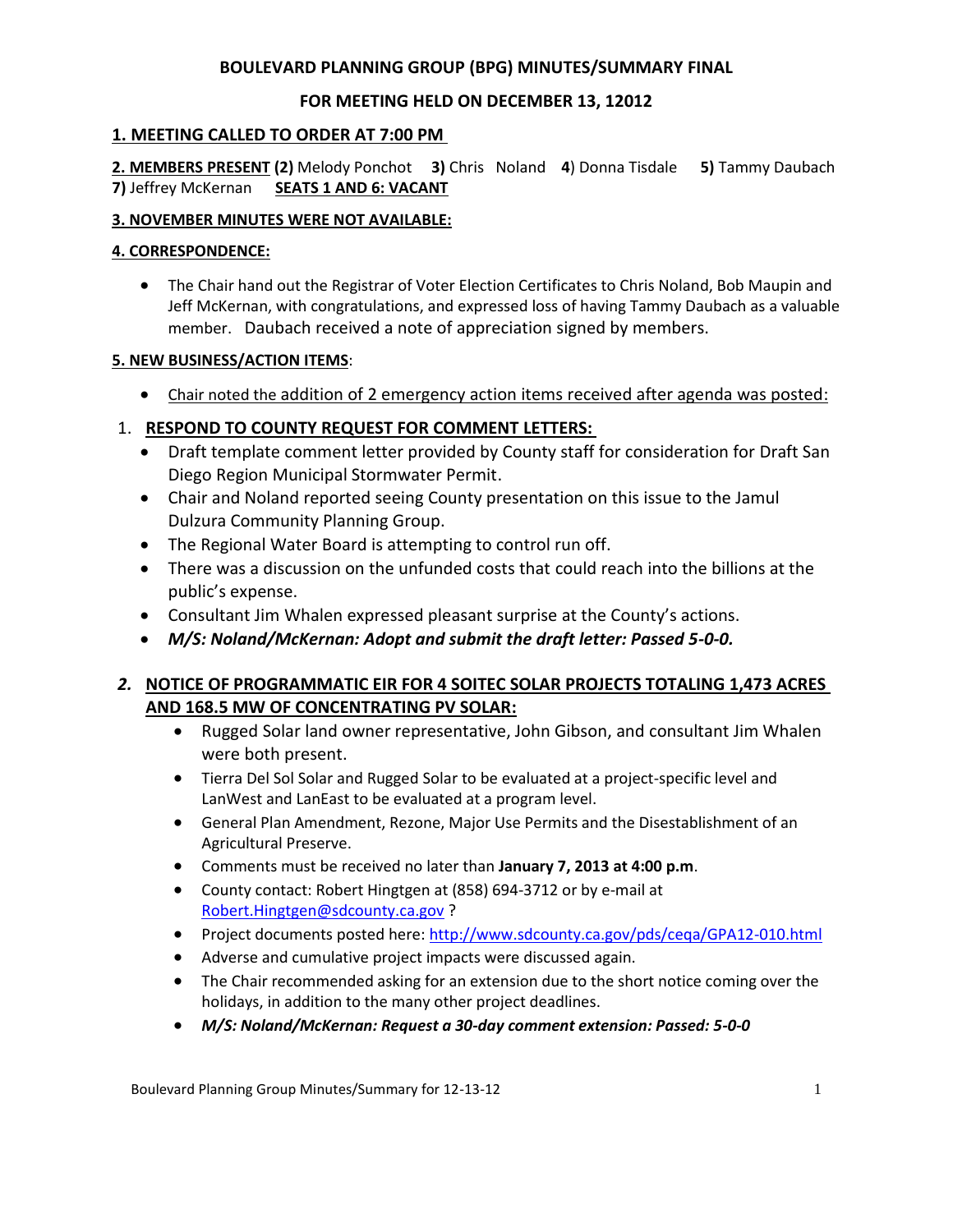# BOULEVARD PLANNING GROUP (BPG) MINUTES/SUMMARY FINAL

## FOR MEETING HELD ON DECEMBER 13, 12012

### 1. MEETING CALLED TO ORDER AT 7:00 PM

**2. MEMBERS PRESENT** **(2)** Melody Ponchot **3)** Chris Noland **4**) Donna Tisdale **5)** Tammy Daubach **7)** Jeffrey McKernan **SEATS 1 AND 6: VACANT**

**3. NOVEMBER MINUTES WERE NOT AVAILABLE:**

**4. CORRESPONDENCE:**

- The Chair hand out the Registrar of Voter Election Certificates to Chris Noland, Bob Maupin and Jeff McKernan, with congratulations, and expressed loss of having Tammy Daubach as a valuable member. Daubach received a note of appreciation signed by members.

**5. NEW BUSINESS/ACTION ITEMS**:

- Chair noted the addition of 2 emergency action items received after agenda was posted:

1. **RESPOND TO COUNTY REQUEST FOR COMMENT LETTERS:**
   - Draft template comment letter provided by County staff for consideration for Draft San Diego Region Municipal Stormwater Permit.
   - Chair and Noland reported seeing County presentation on this issue to the Jamul Dulzura Community Planning Group.
   - The Regional Water Board is attempting to control run off.
   - There was a discussion on the unfunded costs that could reach into the billions at the public's expense.
   - Consultant Jim Whalen expressed pleasant surprise at the County's actions.
   - ***M/S: Noland/McKernan: Adopt and submit the draft letter: Passed 5-0-0.***

2. **NOTICE OF PROGRAMMATIC EIR FOR 4 SOITEC SOLAR PROJECTS TOTALING 1,473 ACRES AND 168.5 MW OF CONCENTRATING PV SOLAR:**
   - Rugged Solar land owner representative, John Gibson, and consultant Jim Whalen were both present.
   - Tierra Del Sol Solar and Rugged Solar to be evaluated at a project-specific level and LanWest and LanEast to be evaluated at a program level.
   - General Plan Amendment, Rezone, Major Use Permits and the Disestablishment of an Agricultural Preserve.
   - Comments must be received no later than **January 7, 2013 at 4:00 p.m**.
   - County contact: Robert Hingtgen at (858) 694-3712 or by e-mail at Robert.Hingtgen@sdcounty.ca.gov ?
   - Project documents posted here: http://www.sdcounty.ca.gov/pds/ceqa/GPA12-010.html
   - Adverse and cumulative project impacts were discussed again.
   - The Chair recommended asking for an extension due to the short notice coming over the holidays, in addition to the many other project deadlines.
   - ***M/S: Noland/McKernan: Request a 30-day comment extension: Passed: 5-0-0***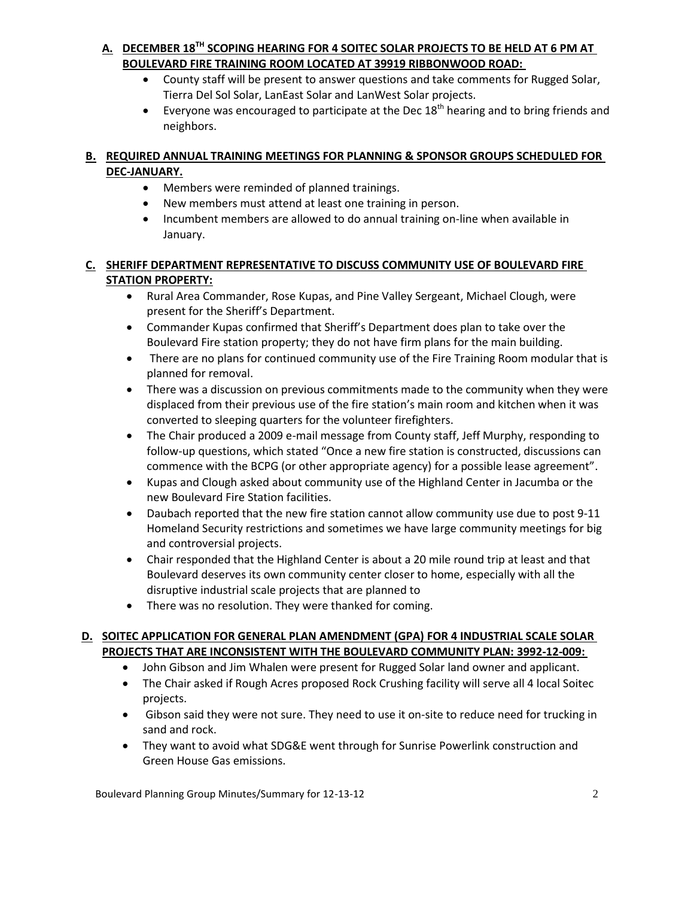**A. DECEMBER 18TH SCOPING HEARING FOR 4 SOITEC SOLAR PROJECTS TO BE HELD AT 6 PM AT BOULEVARD FIRE TRAINING ROOM LOCATED AT 39919 RIBBONWOOD ROAD:**

- County staff will be present to answer questions and take comments for Rugged Solar, Tierra Del Sol Solar, LanEast Solar and LanWest Solar projects.
- Everyone was encouraged to participate at the Dec 18th hearing and to bring friends and neighbors.

**B. REQUIRED ANNUAL TRAINING MEETINGS FOR PLANNING & SPONSOR GROUPS SCHEDULED FOR DEC-JANUARY.**

- Members were reminded of planned trainings.
- New members must attend at least one training in person.
- Incumbent members are allowed to do annual training on-line when available in January.

**C. SHERIFF DEPARTMENT REPRESENTATIVE TO DISCUSS COMMUNITY USE OF BOULEVARD FIRE STATION PROPERTY:**

- Rural Area Commander, Rose Kupas, and Pine Valley Sergeant, Michael Clough, were present for the Sheriff's Department.
- Commander Kupas confirmed that Sheriff's Department does plan to take over the Boulevard Fire station property; they do not have firm plans for the main building.
- There are no plans for continued community use of the Fire Training Room modular that is planned for removal.
- There was a discussion on previous commitments made to the community when they were displaced from their previous use of the fire station's main room and kitchen when it was converted to sleeping quarters for the volunteer firefighters.
- The Chair produced a 2009 e-mail message from County staff, Jeff Murphy, responding to follow-up questions, which stated "Once a new fire station is constructed, discussions can commence with the BCPG (or other appropriate agency) for a possible lease agreement".
- Kupas and Clough asked about community use of the Highland Center in Jacumba or the new Boulevard Fire Station facilities.
- Daubach reported that the new fire station cannot allow community use due to post 9-11 Homeland Security restrictions and sometimes we have large community meetings for big and controversial projects.
- Chair responded that the Highland Center is about a 20 mile round trip at least and that Boulevard deserves its own community center closer to home, especially with all the disruptive industrial scale projects that are planned to
- There was no resolution. They were thanked for coming.

**D. SOITEC APPLICATION FOR GENERAL PLAN AMENDMENT (GPA) FOR 4 INDUSTRIAL SCALE SOLAR PROJECTS THAT ARE INCONSISTENT WITH THE BOULEVARD COMMUNITY PLAN: 3992-12-009:**

- John Gibson and Jim Whalen were present for Rugged Solar land owner and applicant.
- The Chair asked if Rough Acres proposed Rock Crushing facility will serve all 4 local Soitec projects.
- Gibson said they were not sure. They need to use it on-site to reduce need for trucking in sand and rock.
- They want to avoid what SDG&E went through for Sunrise Powerlink construction and Green House Gas emissions.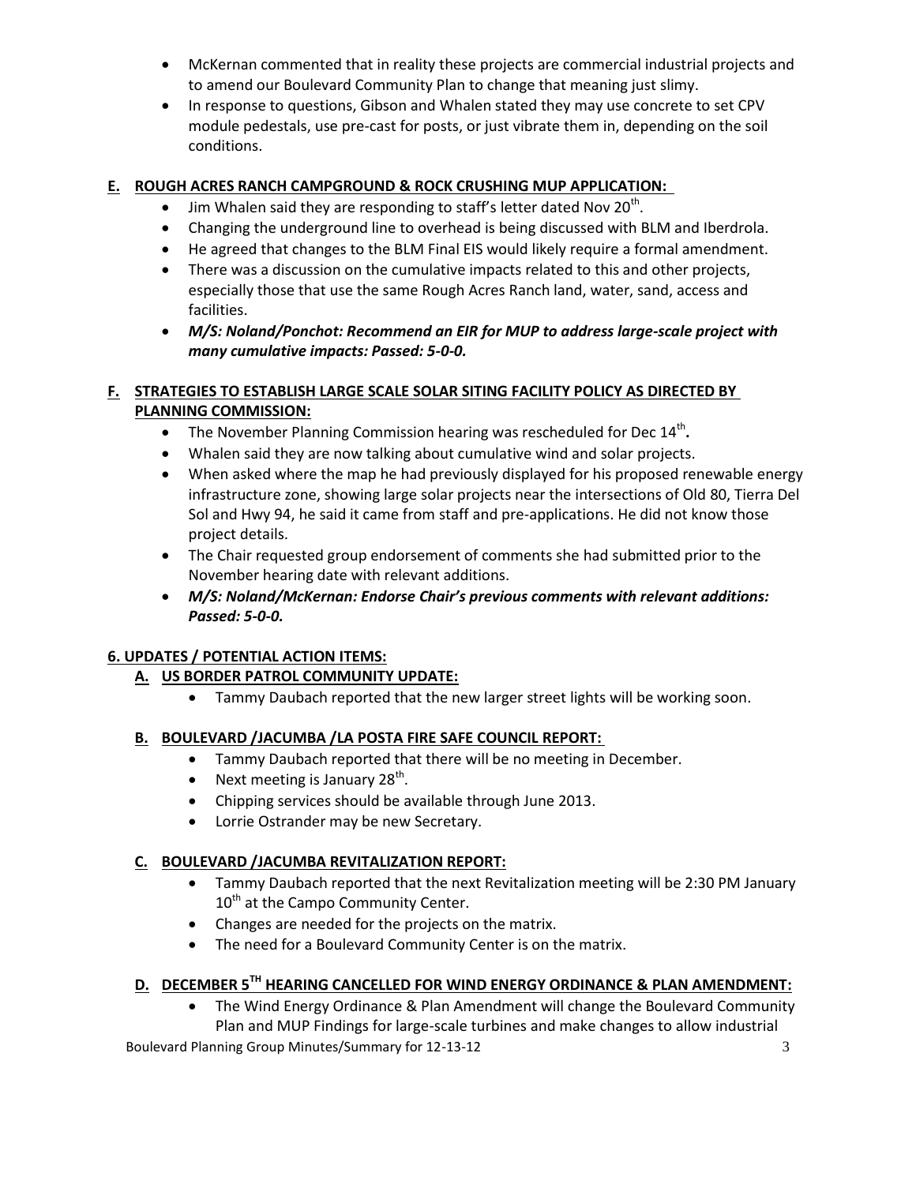- McKernan commented that in reality these projects are commercial industrial projects and to amend our Boulevard Community Plan to change that meaning just slimy.
- In response to questions, Gibson and Whalen stated they may use concrete to set CPV module pedestals, use pre-cast for posts, or just vibrate them in, depending on the soil conditions.

**E. ROUGH ACRES RANCH CAMPGROUND & ROCK CRUSHING MUP APPLICATION:**

- Jim Whalen said they are responding to staff's letter dated Nov 20th.
- Changing the underground line to overhead is being discussed with BLM and Iberdrola.
- He agreed that changes to the BLM Final EIS would likely require a formal amendment.
- There was a discussion on the cumulative impacts related to this and other projects, especially those that use the same Rough Acres Ranch land, water, sand, access and facilities.
- ***M/S: Noland/Ponchot: Recommend an EIR for MUP to address large-scale project with many cumulative impacts: Passed: 5-0-0.***

**F. STRATEGIES TO ESTABLISH LARGE SCALE SOLAR SITING FACILITY POLICY AS DIRECTED BY PLANNING COMMISSION:**

- The November Planning Commission hearing was rescheduled for Dec 14th.
- Whalen said they are now talking about cumulative wind and solar projects.
- When asked where the map he had previously displayed for his proposed renewable energy infrastructure zone, showing large solar projects near the intersections of Old 80, Tierra Del Sol and Hwy 94, he said it came from staff and pre-applications. He did not know those project details.
- The Chair requested group endorsement of comments she had submitted prior to the November hearing date with relevant additions.
- ***M/S: Noland/McKernan: Endorse Chair's previous comments with relevant additions: Passed: 5-0-0.***

## 6. UPDATES / POTENTIAL ACTION ITEMS:

**A. US BORDER PATROL COMMUNITY UPDATE:**

- Tammy Daubach reported that the new larger street lights will be working soon.

**B. BOULEVARD /JACUMBA /LA POSTA FIRE SAFE COUNCIL REPORT:**

- Tammy Daubach reported that there will be no meeting in December.
- Next meeting is January 28th.
- Chipping services should be available through June 2013.
- Lorrie Ostrander may be new Secretary.

**C. BOULEVARD /JACUMBA REVITALIZATION REPORT:**

- Tammy Daubach reported that the next Revitalization meeting will be 2:30 PM January 10th at the Campo Community Center.
- Changes are needed for the projects on the matrix.
- The need for a Boulevard Community Center is on the matrix.

**D. DECEMBER 5TH HEARING CANCELLED FOR WIND ENERGY ORDINANCE & PLAN AMENDMENT:**

- The Wind Energy Ordinance & Plan Amendment will change the Boulevard Community Plan and MUP Findings for large-scale turbines and make changes to allow industrial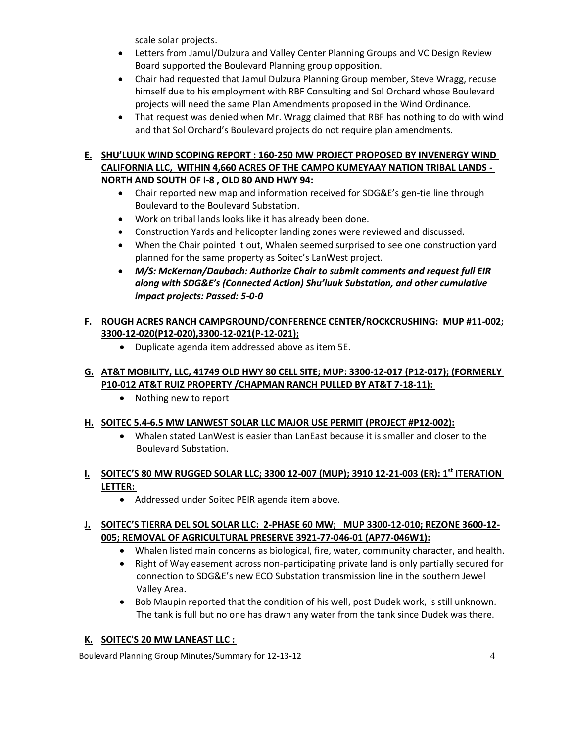scale solar projects.

- Letters from Jamul/Dulzura and Valley Center Planning Groups and VC Design Review Board supported the Boulevard Planning group opposition.
- Chair had requested that Jamul Dulzura Planning Group member, Steve Wragg, recuse himself due to his employment with RBF Consulting and Sol Orchard whose Boulevard projects will need the same Plan Amendments proposed in the Wind Ordinance.
- That request was denied when Mr. Wragg claimed that RBF has nothing to do with wind and that Sol Orchard's Boulevard projects do not require plan amendments.

**E. SHU'LUUK WIND SCOPING REPORT : 160-250 MW PROJECT PROPOSED BY INVENERGY WIND CALIFORNIA LLC, WITHIN 4,660 ACRES OF THE CAMPO KUMEYAAY NATION TRIBAL LANDS - NORTH AND SOUTH OF I-8 , OLD 80 AND HWY 94:**

- Chair reported new map and information received for SDG&E's gen-tie line through Boulevard to the Boulevard Substation.
- Work on tribal lands looks like it has already been done.
- Construction Yards and helicopter landing zones were reviewed and discussed.
- When the Chair pointed it out, Whalen seemed surprised to see one construction yard planned for the same property as Soitec's LanWest project.
- ***M/S: McKernan/Daubach: Authorize Chair to submit comments and request full EIR along with SDG&E's (Connected Action) Shu'luuk Substation, and other cumulative impact projects: Passed: 5-0-0***

**F. ROUGH ACRES RANCH CAMPGROUND/CONFERENCE CENTER/ROCKCRUSHING: MUP #11-002; 3300-12-020(P12-020),3300-12-021(P-12-021);**

- Duplicate agenda item addressed above as item 5E.

**G. AT&T MOBILITY, LLC, 41749 OLD HWY 80 CELL SITE; MUP: 3300-12-017 (P12-017); (FORMERLY P10-012 AT&T RUIZ PROPERTY /CHAPMAN RANCH PULLED BY AT&T 7-18-11):**

- Nothing new to report

**H. SOITEC 5.4-6.5 MW LANWEST SOLAR LLC MAJOR USE PERMIT (PROJECT #P12-002):**

- Whalen stated LanWest is easier than LanEast because it is smaller and closer to the Boulevard Substation.

**I. SOITEC'S 80 MW RUGGED SOLAR LLC; 3300 12-007 (MUP); 3910 12-21-003 (ER): 1st ITERATION LETTER:**

- Addressed under Soitec PEIR agenda item above.

**J. SOITEC'S TIERRA DEL SOL SOLAR LLC: 2-PHASE 60 MW; MUP 3300-12-010; REZONE 3600-12-005; REMOVAL OF AGRICULTURAL PRESERVE 3921-77-046-01 (AP77-046W1):**

- Whalen listed main concerns as biological, fire, water, community character, and health.
- Right of Way easement across non-participating private land is only partially secured for connection to SDG&E's new ECO Substation transmission line in the southern Jewel Valley Area.
- Bob Maupin reported that the condition of his well, post Dudek work, is still unknown. The tank is full but no one has drawn any water from the tank since Dudek was there.

**K. SOITEC'S 20 MW LANEAST LLC :**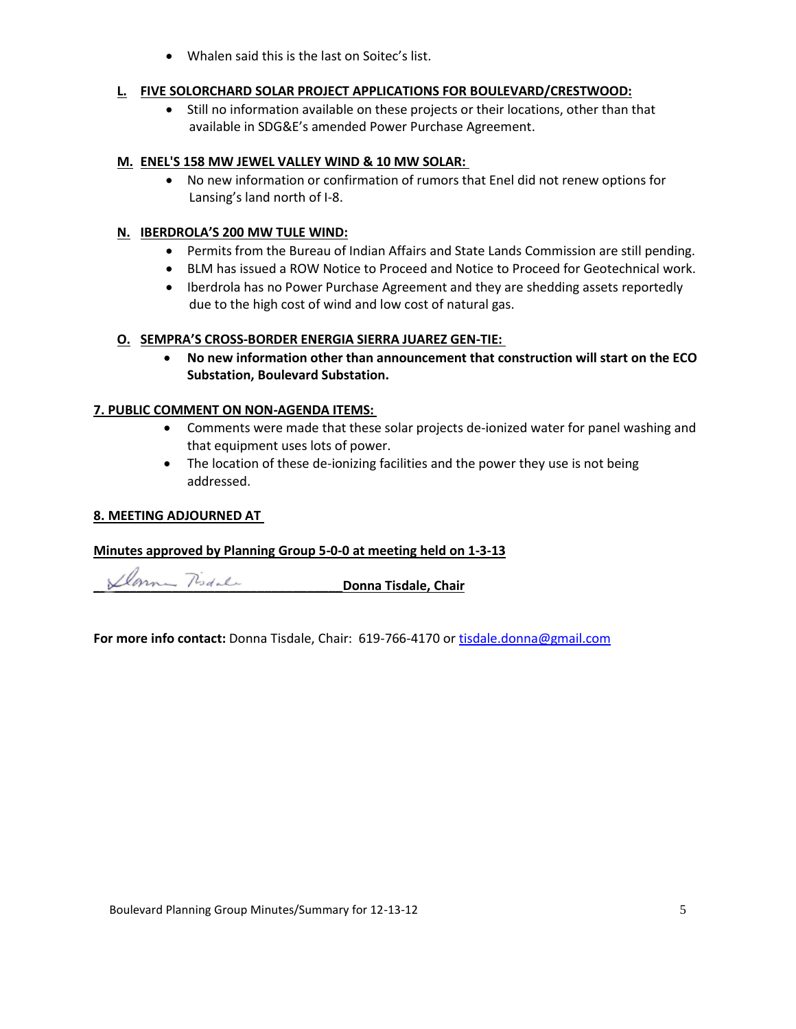- Whalen said this is the last on Soitec's list.

**L. FIVE SOLORCHARD SOLAR PROJECT APPLICATIONS FOR BOULEVARD/CRESTWOOD:**

- Still no information available on these projects or their locations, other than that available in SDG&E's amended Power Purchase Agreement.

**M. ENEL'S 158 MW JEWEL VALLEY WIND & 10 MW SOLAR:**

- No new information or confirmation of rumors that Enel did not renew options for Lansing's land north of I-8.

**N. IBERDROLA'S 200 MW TULE WIND:**

- Permits from the Bureau of Indian Affairs and State Lands Commission are still pending.
- BLM has issued a ROW Notice to Proceed and Notice to Proceed for Geotechnical work.
- Iberdrola has no Power Purchase Agreement and they are shedding assets reportedly due to the high cost of wind and low cost of natural gas.

**O. SEMPRA'S CROSS-BORDER ENERGIA SIERRA JUAREZ GEN-TIE:**

- **No new information other than announcement that construction will start on the ECO Substation, Boulevard Substation.**

**7. PUBLIC COMMENT ON NON-AGENDA ITEMS:**

- Comments were made that these solar projects de-ionized water for panel washing and that equipment uses lots of power.
- The location of these de-ionizing facilities and the power they use is not being addressed.

**8. MEETING ADJOURNED AT**

**Minutes approved by Planning Group 5-0-0 at meeting held on 1-3-13**

_Donna Tisdale_ ______________ **Donna Tisdale, Chair**

**For more info contact:** Donna Tisdale, Chair: 619-766-4170 or tisdale.donna@gmail.com